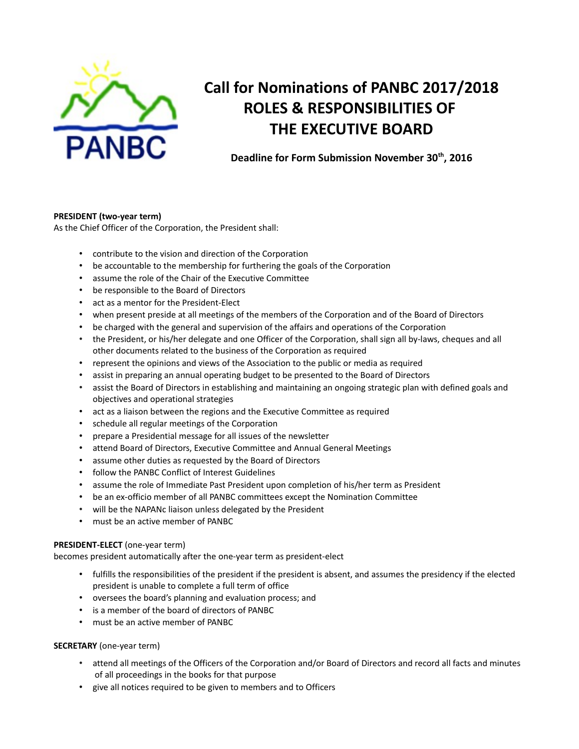# Call for Nominations of PANBC 2017/2018 ROLES & RESPONSIBILITIES OF THE EXECUTIVE BOARD

**Deadline for Form Submission November 30th, 2016**

**PRESIDENT (two-year term)**
As the Chief Officer of the Corporation, the President shall:

- contribute to the vision and direction of the Corporation
- be accountable to the membership for furthering the goals of the Corporation
- assume the role of the Chair of the Executive Committee
- be responsible to the Board of Directors
- act as a mentor for the President-Elect
- when present preside at all meetings of the members of the Corporation and of the Board of Directors
- be charged with the general and supervision of the affairs and operations of the Corporation
- the President, or his/her delegate and one Officer of the Corporation, shall sign all by-laws, cheques and all other documents related to the business of the Corporation as required
- represent the opinions and views of the Association to the public or media as required
- assist in preparing an annual operating budget to be presented to the Board of Directors
- assist the Board of Directors in establishing and maintaining an ongoing strategic plan with defined goals and objectives and operational strategies
- act as a liaison between the regions and the Executive Committee as required
- schedule all regular meetings of the Corporation
- prepare a Presidential message for all issues of the newsletter
- attend Board of Directors, Executive Committee and Annual General Meetings
- assume other duties as requested by the Board of Directors
- follow the PANBC Conflict of Interest Guidelines
- assume the role of Immediate Past President upon completion of his/her term as President
- be an ex-officio member of all PANBC committees except the Nomination Committee
- will be the NAPANc liaison unless delegated by the President
- must be an active member of PANBC

**PRESIDENT-ELECT** (one-year term)
becomes president automatically after the one-year term as president-elect

- fulfills the responsibilities of the president if the president is absent, and assumes the presidency if the elected president is unable to complete a full term of office
- oversees the board's planning and evaluation process; and
- is a member of the board of directors of PANBC
- must be an active member of PANBC

**SECRETARY** (one-year term)

- attend all meetings of the Officers of the Corporation and/or Board of Directors and record all facts and minutes of all proceedings in the books for that purpose
- give all notices required to be given to members and to Officers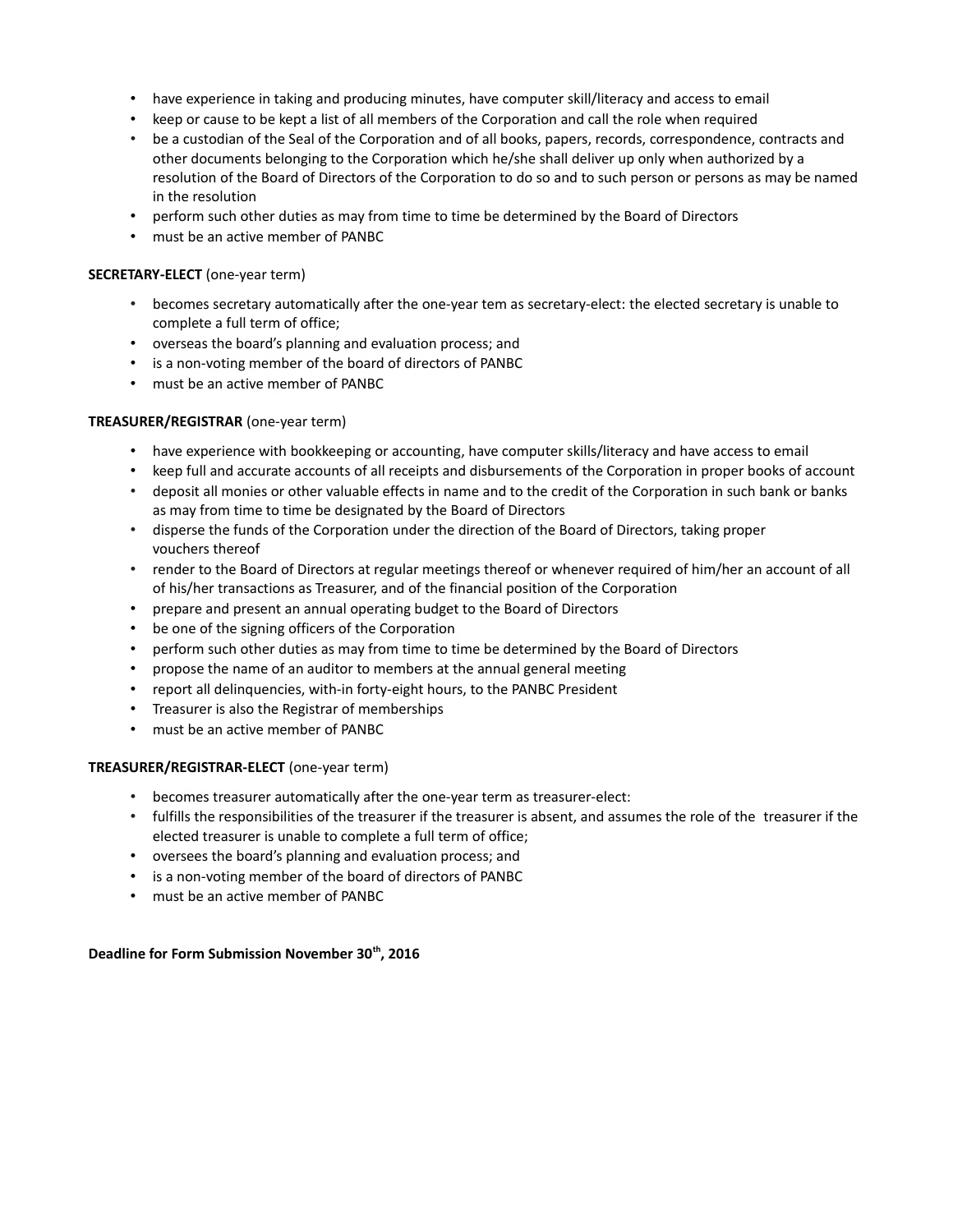- have experience in taking and producing minutes, have computer skill/literacy and access to email
- keep or cause to be kept a list of all members of the Corporation and call the role when required
- be a custodian of the Seal of the Corporation and of all books, papers, records, correspondence, contracts and other documents belonging to the Corporation which he/she shall deliver up only when authorized by a resolution of the Board of Directors of the Corporation to do so and to such person or persons as may be named in the resolution
- perform such other duties as may from time to time be determined by the Board of Directors
- must be an active member of PANBC

**SECRETARY-ELECT** (one-year term)

- becomes secretary automatically after the one-year tem as secretary-elect: the elected secretary is unable to complete a full term of office;
- overseas the board's planning and evaluation process; and
- is a non-voting member of the board of directors of PANBC
- must be an active member of PANBC

**TREASURER/REGISTRAR** (one-year term)

- have experience with bookkeeping or accounting, have computer skills/literacy and have access to email
- keep full and accurate accounts of all receipts and disbursements of the Corporation in proper books of account
- deposit all monies or other valuable effects in name and to the credit of the Corporation in such bank or banks as may from time to time be designated by the Board of Directors
- disperse the funds of the Corporation under the direction of the Board of Directors, taking proper vouchers thereof
- render to the Board of Directors at regular meetings thereof or whenever required of him/her an account of all of his/her transactions as Treasurer, and of the financial position of the Corporation
- prepare and present an annual operating budget to the Board of Directors
- be one of the signing officers of the Corporation
- perform such other duties as may from time to time be determined by the Board of Directors
- propose the name of an auditor to members at the annual general meeting
- report all delinquencies, with-in forty-eight hours, to the PANBC President
- Treasurer is also the Registrar of memberships
- must be an active member of PANBC

**TREASURER/REGISTRAR-ELECT** (one-year term)

- becomes treasurer automatically after the one-year term as treasurer-elect:
- fulfills the responsibilities of the treasurer if the treasurer is absent, and assumes the role of the treasurer if the elected treasurer is unable to complete a full term of office;
- oversees the board's planning and evaluation process; and
- is a non-voting member of the board of directors of PANBC
- must be an active member of PANBC

**Deadline for Form Submission November 30th, 2016**